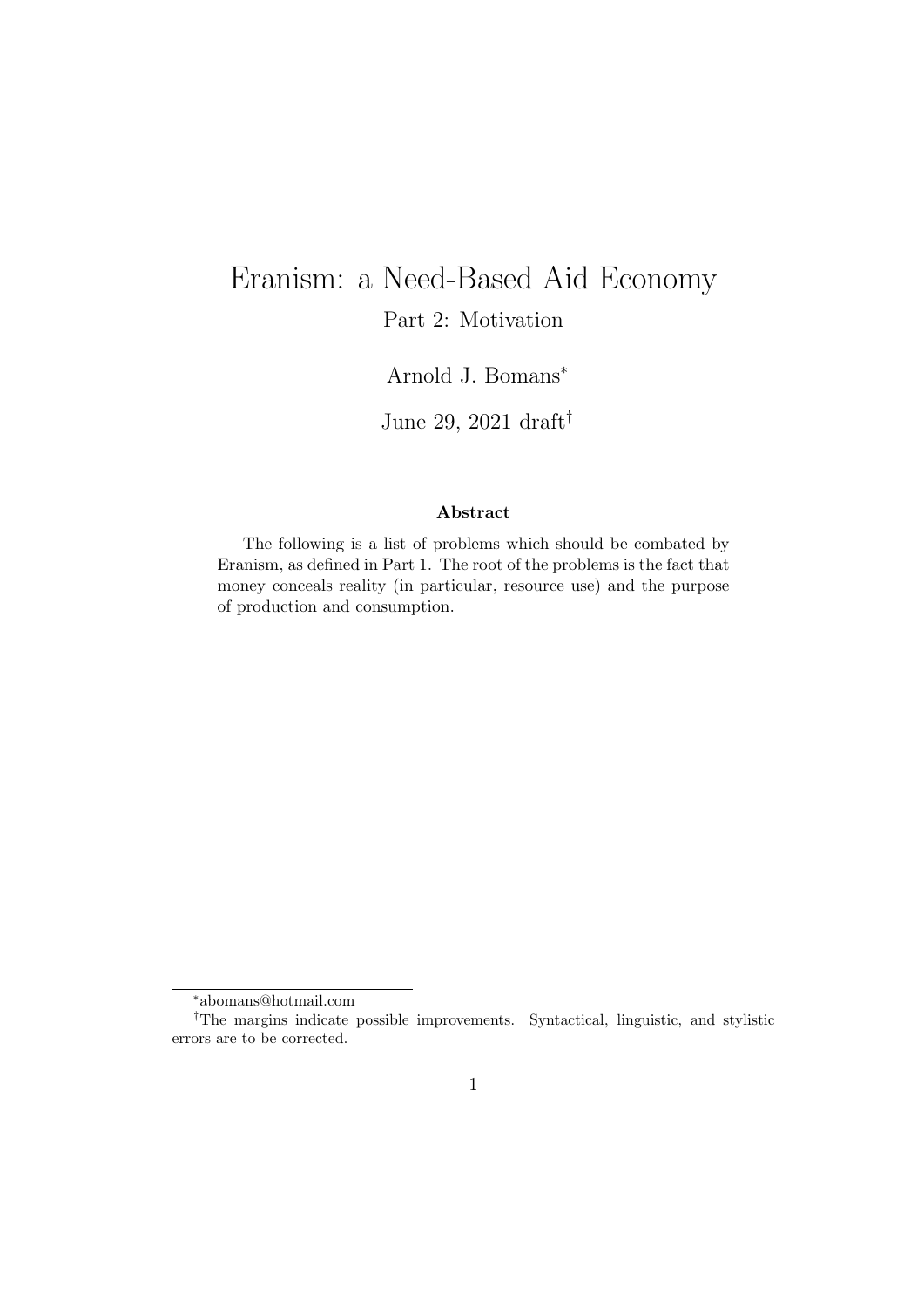# Eranism: a Need-Based Aid Economy

Part 2: Motivation

Arnold J. Bomans[*]

June 29, 2021 draft[†]

**Abstract**

The following is a list of problems which should be combated by Eranism, as defined in Part 1. The root of the problems is the fact that money conceals reality (in particular, resource use) and the purpose of production and consumption.

---

[*] abomans@hotmail.com

[†] The margins indicate possible improvements. Syntactical, linguistic, and stylistic errors are to be corrected.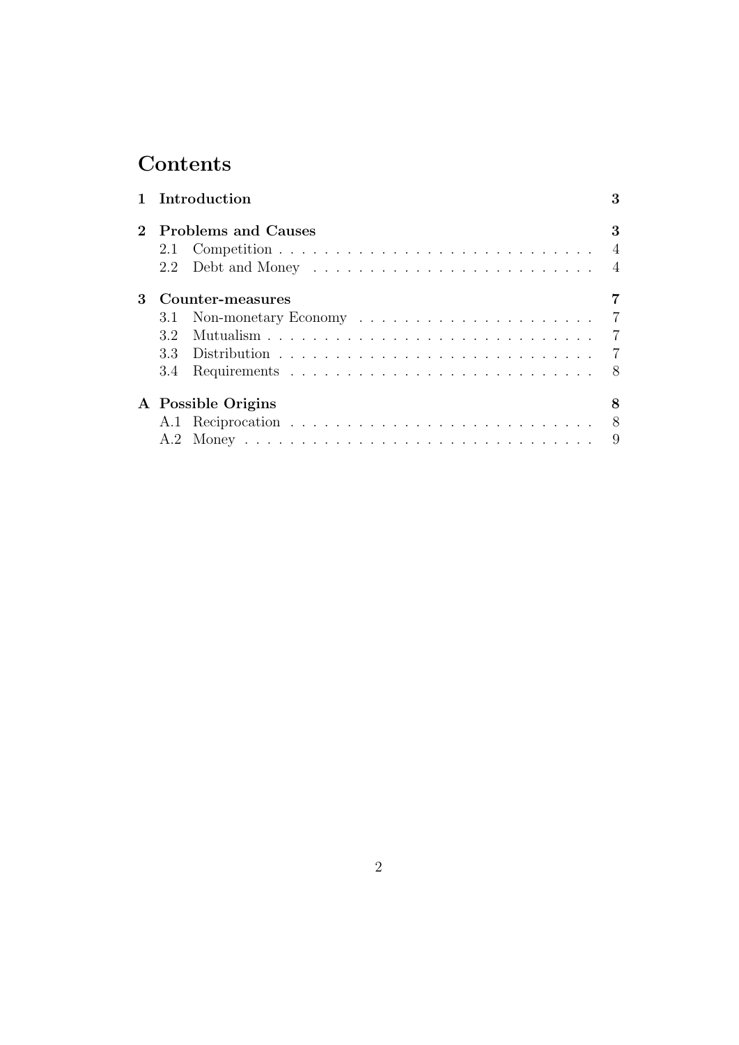# Contents

**1 Introduction** **3**

**2 Problems and Causes** **3**

- 2.1 Competition . . . . . . . . . . . . . . . . . . . . . . . . . . . . 4
- 2.2 Debt and Money . . . . . . . . . . . . . . . . . . . . . . . . . 4

**3 Counter-measures** **7**

- 3.1 Non-monetary Economy . . . . . . . . . . . . . . . . . . . . . 7
- 3.2 Mutualism . . . . . . . . . . . . . . . . . . . . . . . . . . . . 7
- 3.3 Distribution . . . . . . . . . . . . . . . . . . . . . . . . . . . 7
- 3.4 Requirements . . . . . . . . . . . . . . . . . . . . . . . . . . 8

**A Possible Origins** **8**

- A.1 Reciprocation . . . . . . . . . . . . . . . . . . . . . . . . . . 8
- A.2 Money . . . . . . . . . . . . . . . . . . . . . . . . . . . . . . 9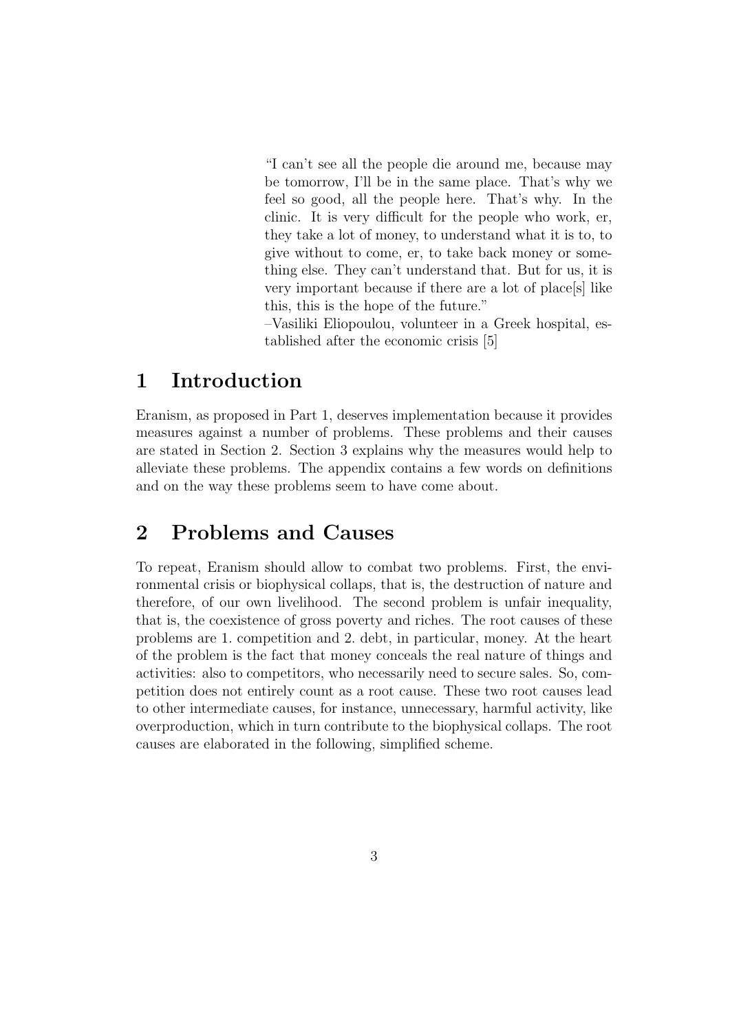> "I can't see all the people die around me, because may be tomorrow, I'll be in the same place. That's why we feel so good, all the people here. That's why. In the clinic. It is very difficult for the people who work, er, they take a lot of money, to understand what it is to, to give without to come, er, to take back money or something else. They can't understand that. But for us, it is very important because if there are a lot of place[s] like this, this is the hope of the future."
>
> –Vasiliki Eliopoulou, volunteer in a Greek hospital, established after the economic crisis [5]

# 1 Introduction

Eranism, as proposed in Part 1, deserves implementation because it provides measures against a number of problems. These problems and their causes are stated in Section 2. Section 3 explains why the measures would help to alleviate these problems. The appendix contains a few words on definitions and on the way these problems seem to have come about.

# 2 Problems and Causes

To repeat, Eranism should allow to combat two problems. First, the environmental crisis or biophysical collaps, that is, the destruction of nature and therefore, of our own livelihood. The second problem is unfair inequality, that is, the coexistence of gross poverty and riches. The root causes of these problems are 1. competition and 2. debt, in particular, money. At the heart of the problem is the fact that money conceals the real nature of things and activities: also to competitors, who necessarily need to secure sales. So, competition does not entirely count as a root cause. These two root causes lead to other intermediate causes, for instance, unnecessary, harmful activity, like overproduction, which in turn contribute to the biophysical collaps. The root causes are elaborated in the following, simplified scheme.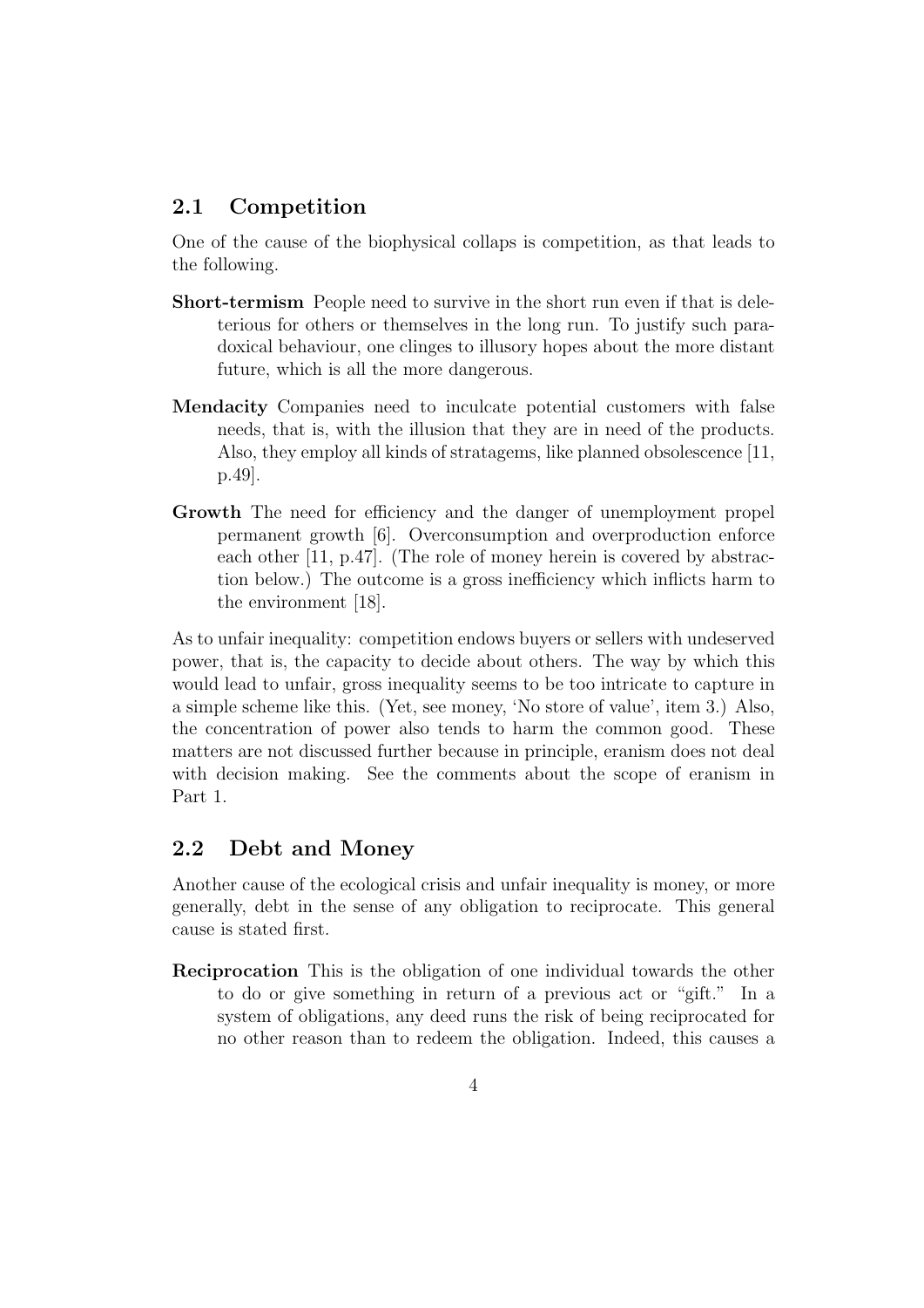## 2.1 Competition

One of the cause of the biophysical collaps is competition, as that leads to the following.

**Short-termism** People need to survive in the short run even if that is deleterious for others or themselves in the long run. To justify such paradoxical behaviour, one clinges to illusory hopes about the more distant future, which is all the more dangerous.

**Mendacity** Companies need to inculcate potential customers with false needs, that is, with the illusion that they are in need of the products. Also, they employ all kinds of stratagems, like planned obsolescence [11, p.49].

**Growth** The need for efficiency and the danger of unemployment propel permanent growth [6]. Overconsumption and overproduction enforce each other [11, p.47]. (The role of money herein is covered by abstraction below.) The outcome is a gross inefficiency which inflicts harm to the environment [18].

As to unfair inequality: competition endows buyers or sellers with undeserved power, that is, the capacity to decide about others. The way by which this would lead to unfair, gross inequality seems to be too intricate to capture in a simple scheme like this. (Yet, see money, 'No store of value', item 3.) Also, the concentration of power also tends to harm the common good. These matters are not discussed further because in principle, eranism does not deal with decision making. See the comments about the scope of eranism in Part 1.

## 2.2 Debt and Money

Another cause of the ecological crisis and unfair inequality is money, or more generally, debt in the sense of any obligation to reciprocate. This general cause is stated first.

**Reciprocation** This is the obligation of one individual towards the other to do or give something in return of a previous act or "gift." In a system of obligations, any deed runs the risk of being reciprocated for no other reason than to redeem the obligation. Indeed, this causes a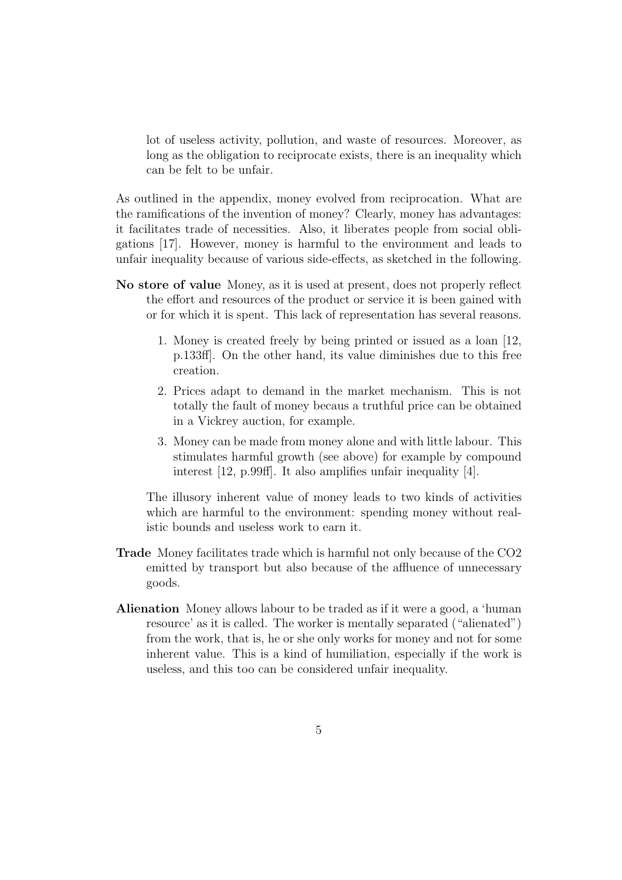lot of useless activity, pollution, and waste of resources. Moreover, as long as the obligation to reciprocate exists, there is an inequality which can be felt to be unfair.

As outlined in the appendix, money evolved from reciprocation. What are the ramifications of the invention of money? Clearly, money has advantages: it facilitates trade of necessities. Also, it liberates people from social obligations [17]. However, money is harmful to the environment and leads to unfair inequality because of various side-effects, as sketched in the following.

**No store of value** Money, as it is used at present, does not properly reflect the effort and resources of the product or service it is been gained with or for which it is spent. This lack of representation has several reasons.

1. Money is created freely by being printed or issued as a loan [12, p.133ff]. On the other hand, its value diminishes due to this free creation.
2. Prices adapt to demand in the market mechanism. This is not totally the fault of money becaus a truthful price can be obtained in a Vickrey auction, for example.
3. Money can be made from money alone and with little labour. This stimulates harmful growth (see above) for example by compound interest [12, p.99ff]. It also amplifies unfair inequality [4].

The illusory inherent value of money leads to two kinds of activities which are harmful to the environment: spending money without realistic bounds and useless work to earn it.

**Trade** Money facilitates trade which is harmful not only because of the $CO_2$ emitted by transport but also because of the affluence of unnecessary goods.

**Alienation** Money allows labour to be traded as if it were a good, a 'human resource' as it is called. The worker is mentally separated ("alienated") from the work, that is, he or she only works for money and not for some inherent value. This is a kind of humiliation, especially if the work is useless, and this too can be considered unfair inequality.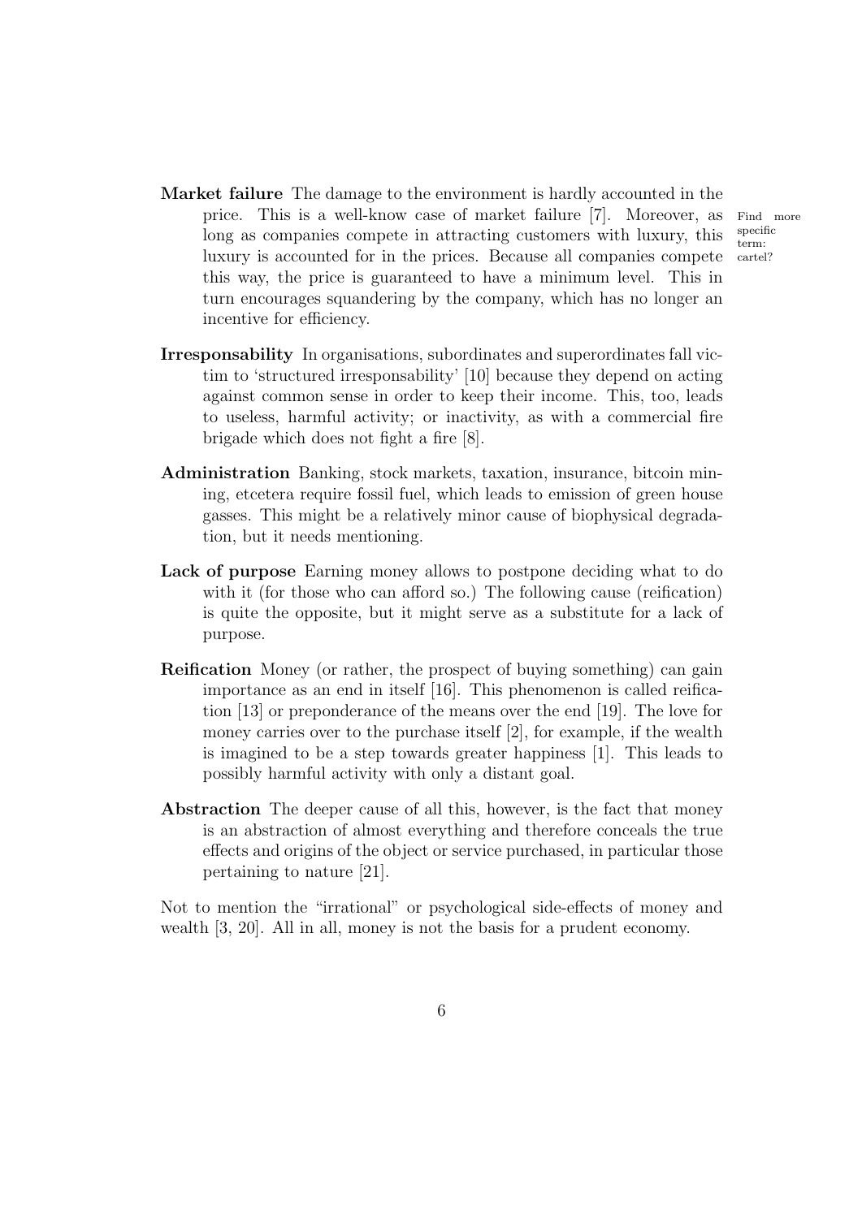**Market failure** The damage to the environment is hardly accounted in the price. This is a well-know case of market failure [7]. Moreover, as long as companies compete in attracting customers with luxury, this luxury is accounted for in the prices. Because all companies compete this way, the price is guaranteed to have a minimum level. This in turn encourages squandering by the company, which has no longer an incentive for efficiency.

Find more specific term: cartel?

**Irresponsability** In organisations, subordinates and superordinates fall victim to 'structured irresponsability' [10] because they depend on acting against common sense in order to keep their income. This, too, leads to useless, harmful activity; or inactivity, as with a commercial fire brigade which does not fight a fire [8].

**Administration** Banking, stock markets, taxation, insurance, bitcoin mining, etcetera require fossil fuel, which leads to emission of green house gasses. This might be a relatively minor cause of biophysical degradation, but it needs mentioning.

**Lack of purpose** Earning money allows to postpone deciding what to do with it (for those who can afford so.) The following cause (reification) is quite the opposite, but it might serve as a substitute for a lack of purpose.

**Reification** Money (or rather, the prospect of buying something) can gain importance as an end in itself [16]. This phenomenon is called reification [13] or preponderance of the means over the end [19]. The love for money carries over to the purchase itself [2], for example, if the wealth is imagined to be a step towards greater happiness [1]. This leads to possibly harmful activity with only a distant goal.

**Abstraction** The deeper cause of all this, however, is the fact that money is an abstraction of almost everything and therefore conceals the true effects and origins of the object or service purchased, in particular those pertaining to nature [21].

Not to mention the "irrational" or psychological side-effects of money and wealth [3, 20]. All in all, money is not the basis for a prudent economy.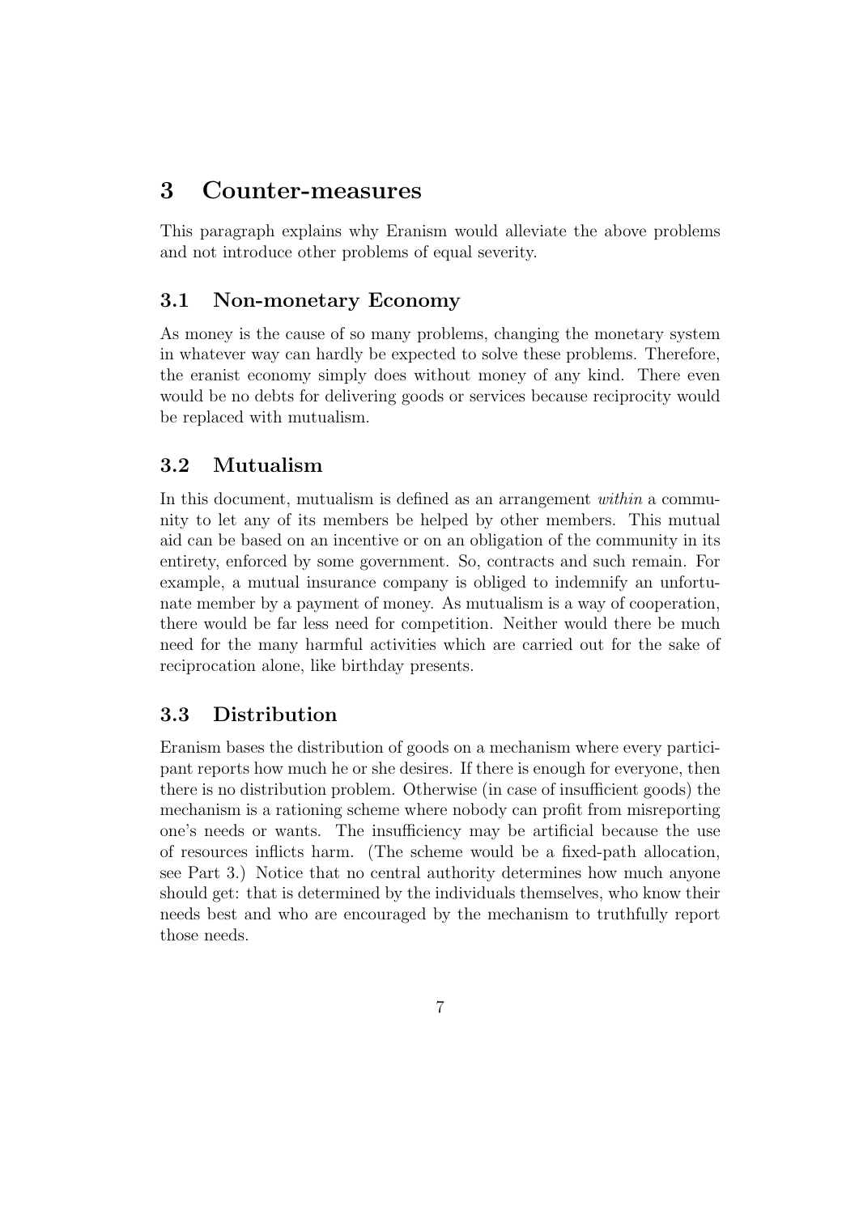## 3 Counter-measures

This paragraph explains why Eranism would alleviate the above problems and not introduce other problems of equal severity.

### 3.1 Non-monetary Economy

As money is the cause of so many problems, changing the monetary system in whatever way can hardly be expected to solve these problems. Therefore, the eranist economy simply does without money of any kind. There even would be no debts for delivering goods or services because reciprocity would be replaced with mutualism.

### 3.2 Mutualism

In this document, mutualism is defined as an arrangement *within* a community to let any of its members be helped by other members. This mutual aid can be based on an incentive or on an obligation of the community in its entirety, enforced by some government. So, contracts and such remain. For example, a mutual insurance company is obliged to indemnify an unfortunate member by a payment of money. As mutualism is a way of cooperation, there would be far less need for competition. Neither would there be much need for the many harmful activities which are carried out for the sake of reciprocation alone, like birthday presents.

### 3.3 Distribution

Eranism bases the distribution of goods on a mechanism where every participant reports how much he or she desires. If there is enough for everyone, then there is no distribution problem. Otherwise (in case of insufficient goods) the mechanism is a rationing scheme where nobody can profit from misreporting one's needs or wants. The insufficiency may be artificial because the use of resources inflicts harm. (The scheme would be a fixed-path allocation, see Part 3.) Notice that no central authority determines how much anyone should get: that is determined by the individuals themselves, who know their needs best and who are encouraged by the mechanism to truthfully report those needs.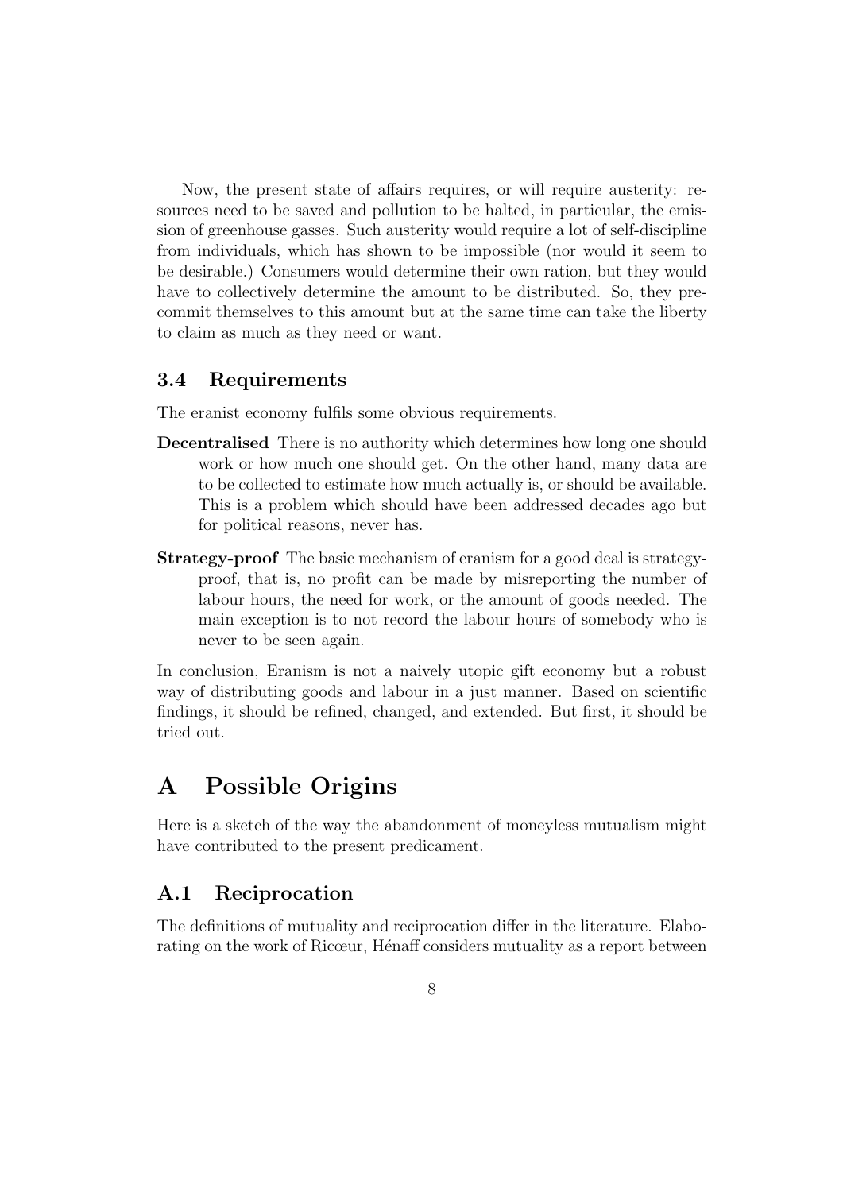Now, the present state of affairs requires, or will require austerity: resources need to be saved and pollution to be halted, in particular, the emission of greenhouse gasses. Such austerity would require a lot of self-discipline from individuals, which has shown to be impossible (nor would it seem to be desirable.) Consumers would determine their own ration, but they would have to collectively determine the amount to be distributed. So, they precommit themselves to this amount but at the same time can take the liberty to claim as much as they need or want.

### 3.4 Requirements

The eranist economy fulfils some obvious requirements.

**Decentralised** There is no authority which determines how long one should work or how much one should get. On the other hand, many data are to be collected to estimate how much actually is, or should be available. This is a problem which should have been addressed decades ago but for political reasons, never has.

**Strategy-proof** The basic mechanism of eranism for a good deal is strategy-proof, that is, no profit can be made by misreporting the number of labour hours, the need for work, or the amount of goods needed. The main exception is to not record the labour hours of somebody who is never to be seen again.

In conclusion, Eranism is not a naively utopic gift economy but a robust way of distributing goods and labour in a just manner. Based on scientific findings, it should be refined, changed, and extended. But first, it should be tried out.

# A Possible Origins

Here is a sketch of the way the abandonment of moneyless mutualism might have contributed to the present predicament.

## A.1 Reciprocation

The definitions of mutuality and reciprocation differ in the literature. Elaborating on the work of Ricœur, Hénaff considers mutuality as a report between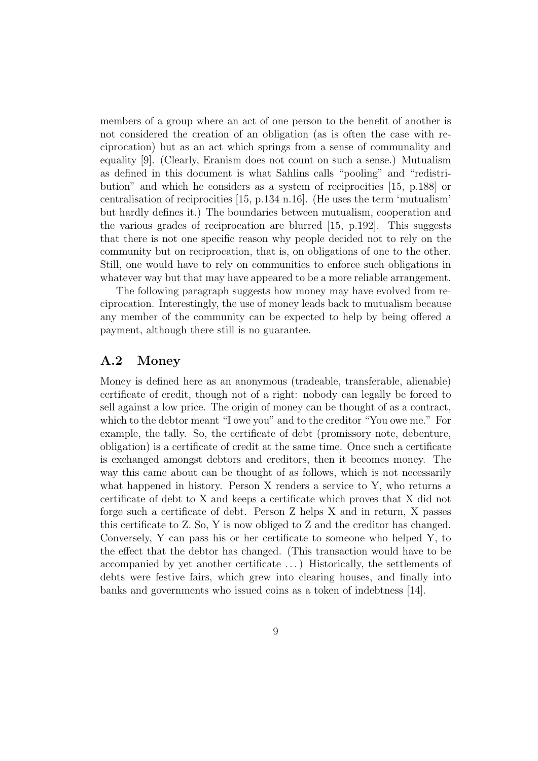members of a group where an act of one person to the benefit of another is not considered the creation of an obligation (as is often the case with reciprocation) but as an act which springs from a sense of communality and equality [9]. (Clearly, Eranism does not count on such a sense.) Mutualism as defined in this document is what Sahlins calls "pooling" and "redistribution" and which he considers as a system of reciprocities [15, p.188] or centralisation of reciprocities [15, p.134 n.16]. (He uses the term 'mutualism' but hardly defines it.) The boundaries between mutualism, cooperation and the various grades of reciprocation are blurred [15, p.192]. This suggests that there is not one specific reason why people decided not to rely on the community but on reciprocation, that is, on obligations of one to the other. Still, one would have to rely on communities to enforce such obligations in whatever way but that may have appeared to be a more reliable arrangement.

The following paragraph suggests how money may have evolved from reciprocation. Interestingly, the use of money leads back to mutualism because any member of the community can be expected to help by being offered a payment, although there still is no guarantee.

## A.2 Money

Money is defined here as an anonymous (tradeable, transferable, alienable) certificate of credit, though not of a right: nobody can legally be forced to sell against a low price. The origin of money can be thought of as a contract, which to the debtor meant "I owe you" and to the creditor "You owe me." For example, the tally. So, the certificate of debt (promissory note, debenture, obligation) is a certificate of credit at the same time. Once such a certificate is exchanged amongst debtors and creditors, then it becomes money. The way this came about can be thought of as follows, which is not necessarily what happened in history. Person X renders a service to Y, who returns a certificate of debt to X and keeps a certificate which proves that X did not forge such a certificate of debt. Person Z helps X and in return, X passes this certificate to Z. So, Y is now obliged to Z and the creditor has changed. Conversely, Y can pass his or her certificate to someone who helped Y, to the effect that the debtor has changed. (This transaction would have to be accompanied by yet another certificate ...) Historically, the settlements of debts were festive fairs, which grew into clearing houses, and finally into banks and governments who issued coins as a token of indebtness [14].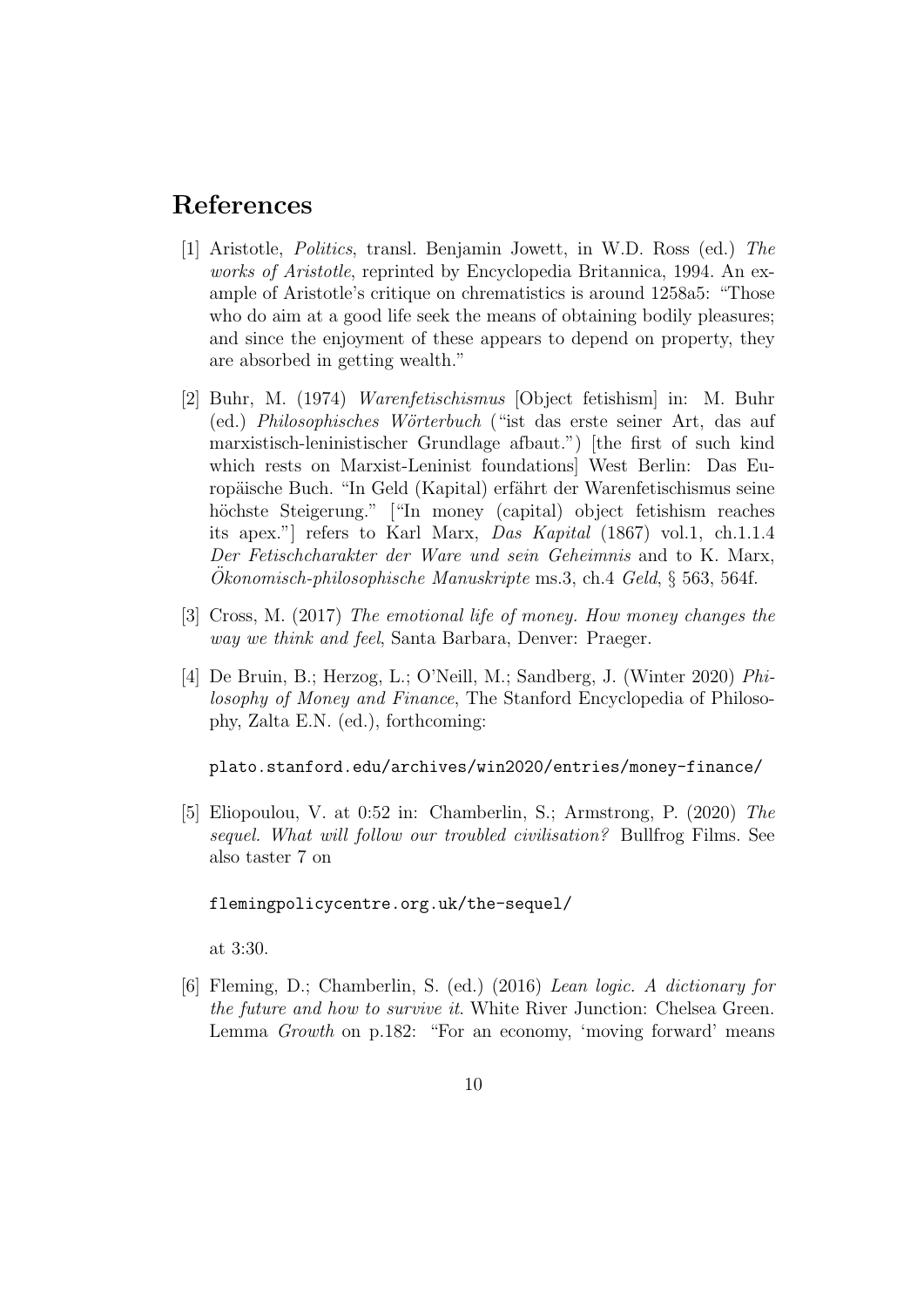## References

[1] Aristotle, *Politics*, transl. Benjamin Jowett, in W.D. Ross (ed.) *The works of Aristotle*, reprinted by Encyclopedia Britannica, 1994. An example of Aristotle's critique on chrematistics is around 1258a5: "Those who do aim at a good life seek the means of obtaining bodily pleasures; and since the enjoyment of these appears to depend on property, they are absorbed in getting wealth."

[2] Buhr, M. (1974) *Warenfetischismus* [Object fetishism] in: M. Buhr (ed.) *Philosophisches Wörterbuch* ("ist das erste seiner Art, das auf marxistisch-leninistischer Grundlage afbaut.") [the first of such kind which rests on Marxist-Leninist foundations] West Berlin: Das Europäische Buch. "In Geld (Kapital) erfährt der Warenfetischismus seine höchste Steigerung." ["In money (capital) object fetishism reaches its apex."] refers to Karl Marx, *Das Kapital* (1867) vol.1, ch.1.1.4 *Der Fetischcharakter der Ware und sein Geheimnis* and to K. Marx, *Ökonomisch-philosophische Manuskripte* ms.3, ch.4 *Geld*, § 563, 564f.

[3] Cross, M. (2017) *The emotional life of money. How money changes the way we think and feel*, Santa Barbara, Denver: Praeger.

[4] De Bruin, B.; Herzog, L.; O'Neill, M.; Sandberg, J. (Winter 2020) *Philosophy of Money and Finance*, The Stanford Encyclopedia of Philosophy, Zalta E.N. (ed.), forthcoming:

`plato.stanford.edu/archives/win2020/entries/money-finance/`

[5] Eliopoulou, V. at 0:52 in: Chamberlin, S.; Armstrong, P. (2020) *The sequel. What will follow our troubled civilisation?* Bullfrog Films. See also taster 7 on

`flemingpolicycentre.org.uk/the-sequel/`

at 3:30.

[6] Fleming, D.; Chamberlin, S. (ed.) (2016) *Lean logic. A dictionary for the future and how to survive it*. White River Junction: Chelsea Green. Lemma *Growth* on p.182: "For an economy, 'moving forward' means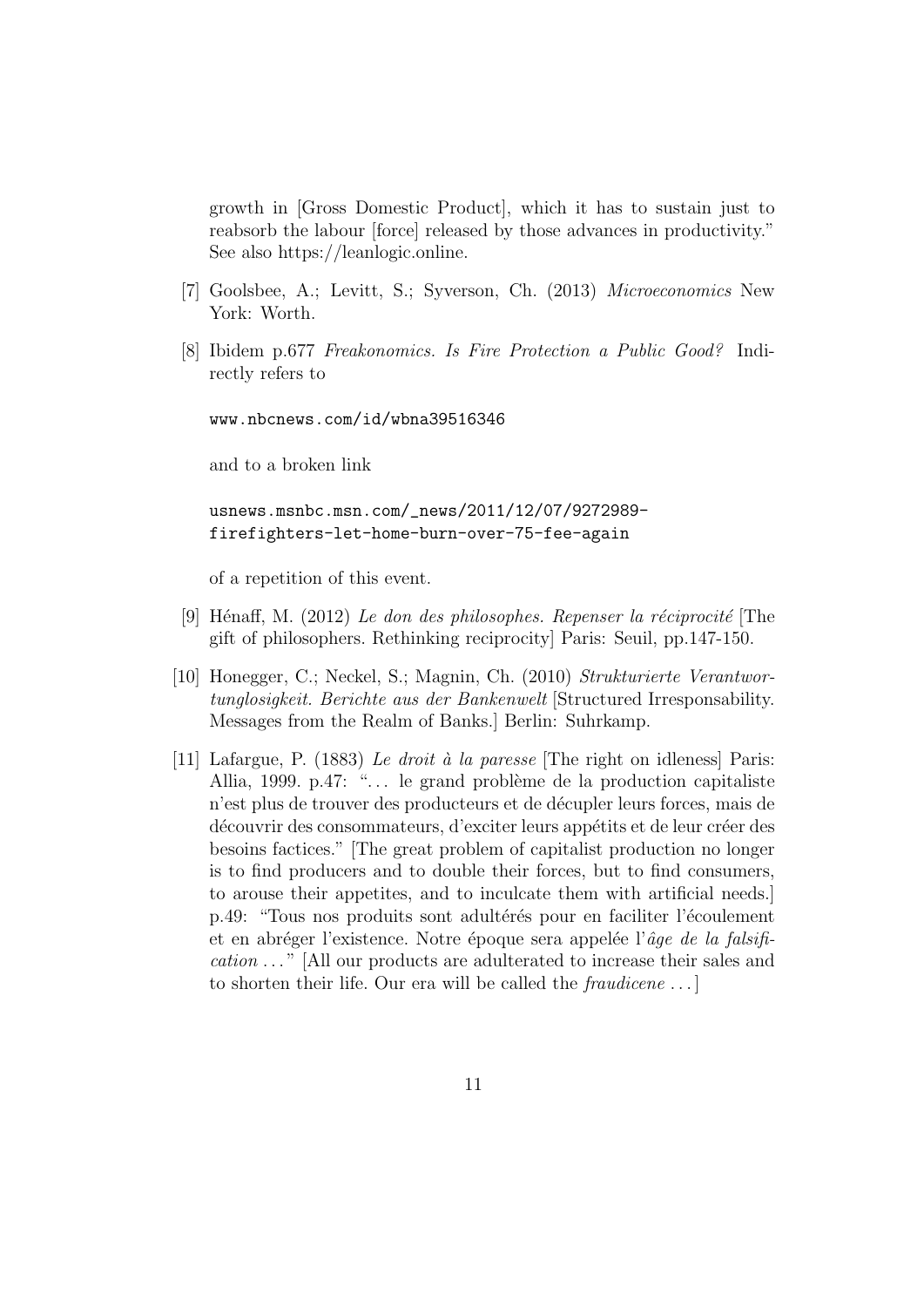growth in [Gross Domestic Product], which it has to sustain just to reabsorb the labour [force] released by those advances in productivity." See also https://leanlogic.online.

[7] Goolsbee, A.; Levitt, S.; Syverson, Ch. (2013) *Microeconomics* New York: Worth.

[8] Ibidem p.677 *Freakonomics. Is Fire Protection a Public Good?* Indirectly refers to

`www.nbcnews.com/id/wbna39516346`

and to a broken link

`usnews.msnbc.msn.com/_news/2011/12/07/9272989-firefighters-let-home-burn-over-75-fee-again`

of a repetition of this event.

[9] Hénaff, M. (2012) *Le don des philosophes. Repenser la réciprocité* [The gift of philosophers. Rethinking reciprocity] Paris: Seuil, pp.147-150.

[10] Honegger, C.; Neckel, S.; Magnin, Ch. (2010) *Strukturierte Verantwortunglosigkeit. Berichte aus der Bankenwelt* [Structured Irresponsability. Messages from the Realm of Banks.] Berlin: Suhrkamp.

[11] Lafargue, P. (1883) *Le droit à la paresse* [The right on idleness] Paris: Allia, 1999. p.47: "... le grand problème de la production capitaliste n'est plus de trouver des producteurs et de décupler leurs forces, mais de découvrir des consommateurs, d'exciter leurs appétits et de leur créer des besoins factices." [The great problem of capitalist production no longer is to find producers and to double their forces, but to find consumers, to arouse their appetites, and to inculcate them with artificial needs.] p.49: "Tous nos produits sont adultérés pour en faciliter l'écoulement et en abréger l'existence. Notre époque sera appelée l'*âge de la falsification* ..." [All our products are adulterated to increase their sales and to shorten their life. Our era will be called the *fraudicene* ...]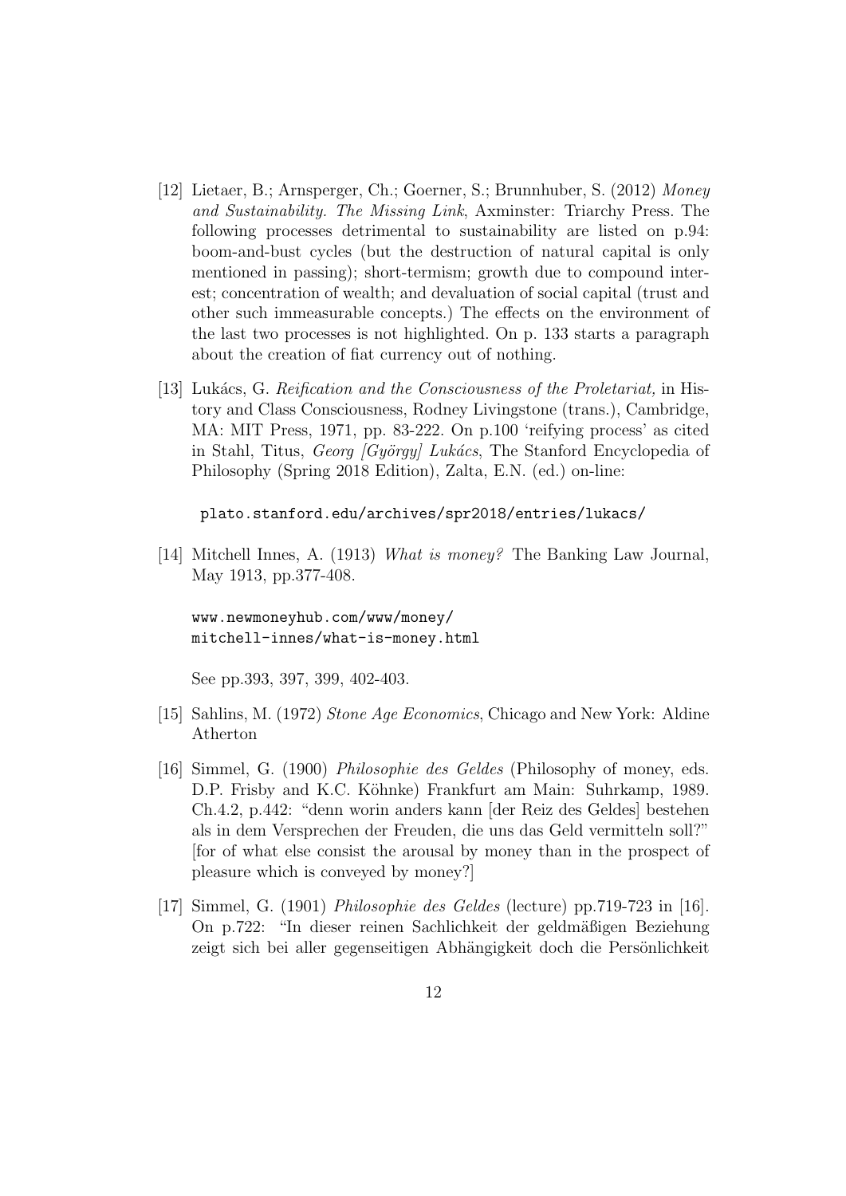[12] Lietaer, B.; Arnsperger, Ch.; Goerner, S.; Brunnhuber, S. (2012) *Money and Sustainability. The Missing Link*, Axminster: Triarchy Press. The following processes detrimental to sustainability are listed on p.94: boom-and-bust cycles (but the destruction of natural capital is only mentioned in passing); short-termism; growth due to compound interest; concentration of wealth; and devaluation of social capital (trust and other such immeasurable concepts.) The effects on the environment of the last two processes is not highlighted. On p. 133 starts a paragraph about the creation of fiat currency out of nothing.

[13] Lukács, G. *Reification and the Consciousness of the Proletariat,* in History and Class Consciousness, Rodney Livingstone (trans.), Cambridge, MA: MIT Press, 1971, pp. 83-222. On p.100 'reifying process' as cited in Stahl, Titus, *Georg [György] Lukács*, The Stanford Encyclopedia of Philosophy (Spring 2018 Edition), Zalta, E.N. (ed.) on-line:

`plato.stanford.edu/archives/spr2018/entries/lukacs/`

[14] Mitchell Innes, A. (1913) *What is money?* The Banking Law Journal, May 1913, pp.377-408.

`www.newmoneyhub.com/www/money/mitchell-innes/what-is-money.html`

See pp.393, 397, 399, 402-403.

[15] Sahlins, M. (1972) *Stone Age Economics*, Chicago and New York: Aldine Atherton

[16] Simmel, G. (1900) *Philosophie des Geldes* (Philosophy of money, eds. D.P. Frisby and K.C. Köhnke) Frankfurt am Main: Suhrkamp, 1989. Ch.4.2, p.442: "denn worin anders kann [der Reiz des Geldes] bestehen als in dem Versprechen der Freuden, die uns das Geld vermitteln soll?" [for of what else consist the arousal by money than in the prospect of pleasure which is conveyed by money?]

[17] Simmel, G. (1901) *Philosophie des Geldes* (lecture) pp.719-723 in [16]. On p.722: "In dieser reinen Sachlichkeit der geldmäßigen Beziehung zeigt sich bei aller gegenseitigen Abhängigkeit doch die Persönlichkeit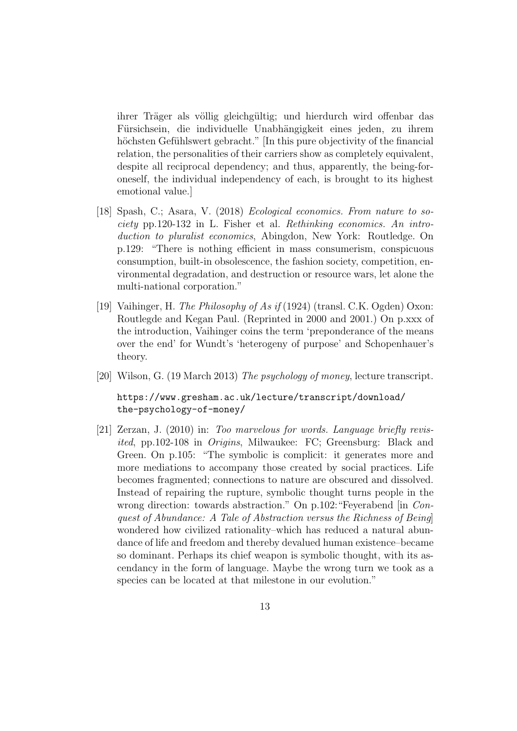ihrer Träger als völlig gleichgültig; und hierdurch wird offenbar das Fürsichsein, die individuelle Unabhängigkeit eines jeden, zu ihrem höchsten Gefühlswert gebracht." [In this pure objectivity of the financial relation, the personalities of their carriers show as completely equivalent, despite all reciprocal dependency; and thus, apparently, the being-for-oneself, the individual independency of each, is brought to its highest emotional value.]

[18] Spash, C.; Asara, V. (2018) *Ecological economics. From nature to society* pp.120-132 in L. Fisher et al. *Rethinking economics. An introduction to pluralist economics*, Abingdon, New York: Routledge. On p.129: "There is nothing efficient in mass consumerism, conspicuous consumption, built-in obsolescence, the fashion society, competition, environmental degradation, and destruction or resource wars, let alone the multi-national corporation."

[19] Vaihinger, H. *The Philosophy of As if* (1924) (transl. C.K. Ogden) Oxon: Routlegde and Kegan Paul. (Reprinted in 2000 and 2001.) On p.xxx of the introduction, Vaihinger coins the term 'preponderance of the means over the end' for Wundt's 'heterogeny of purpose' and Schopenhauer's theory.

[20] Wilson, G. (19 March 2013) *The psychology of money*, lecture transcript.

`https://www.gresham.ac.uk/lecture/transcript/download/the-psychology-of-money/`

[21] Zerzan, J. (2010) in: *Too marvelous for words. Language briefly revisited*, pp.102-108 in *Origins*, Milwaukee: FC; Greensburg: Black and Green. On p.105: "The symbolic is complicit: it generates more and more mediations to accompany those created by social practices. Life becomes fragmented; connections to nature are obscured and dissolved. Instead of repairing the rupture, symbolic thought turns people in the wrong direction: towards abstraction." On p.102: "Feyerabend [in *Conquest of Abundance: A Tale of Abstraction versus the Richness of Being*] wondered how civilized rationality–which has reduced a natural abundance of life and freedom and thereby devalued human existence–became so dominant. Perhaps its chief weapon is symbolic thought, with its ascendancy in the form of language. Maybe the wrong turn we took as a species can be located at that milestone in our evolution."